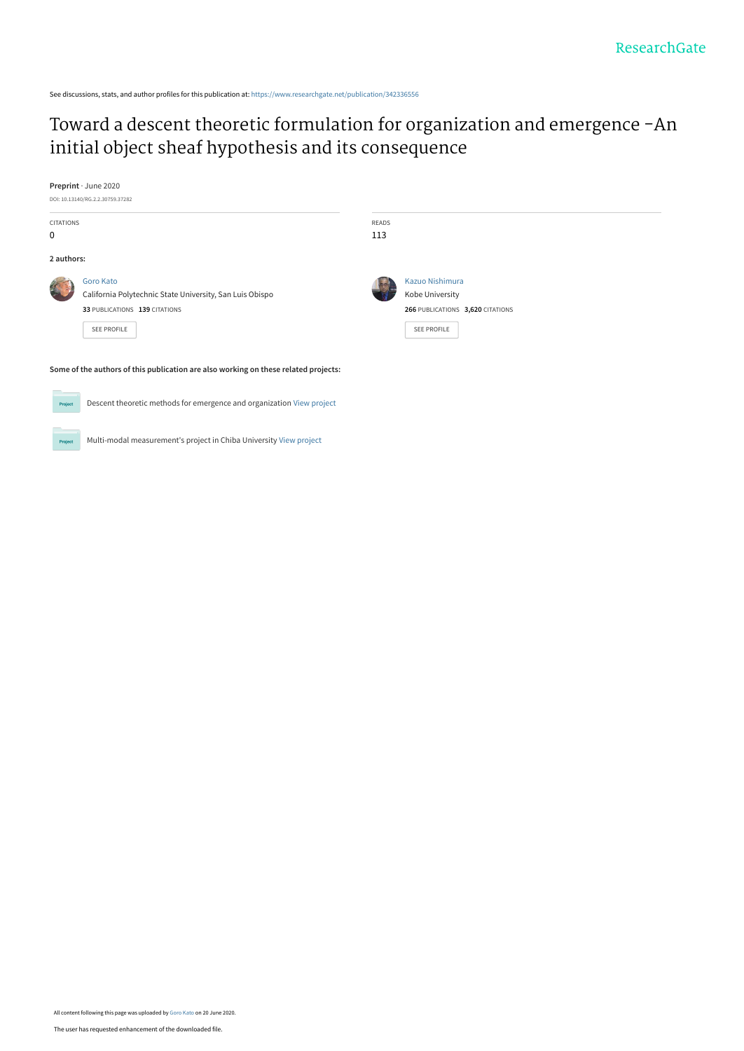See discussions, stats, and author profiles for this publication at: https://www.researchgate.net/publication/342336556

# Toward a descent theoretic formulation for organization and emergence -An initial object sheaf hypothesis and its consequence

**Preprint** · June 2020

DOI: 10.13140/RG.2.2.30759.37282

CITATIONS
0

READS
113

**2 authors:**

Goro Kato
California Polytechnic State University, San Luis Obispo
**33** PUBLICATIONS **139** CITATIONS

SEE PROFILE

Kazuo Nishimura
Kobe University
**266** PUBLICATIONS **3,620** CITATIONS

SEE PROFILE

**Some of the authors of this publication are also working on these related projects:**

Project: Descent theoretic methods for emergence and organization View project

Project: Multi-modal measurement's project in Chiba University View project

All content following this page was uploaded by Goro Kato on 20 June 2020.

The user has requested enhancement of the downloaded file.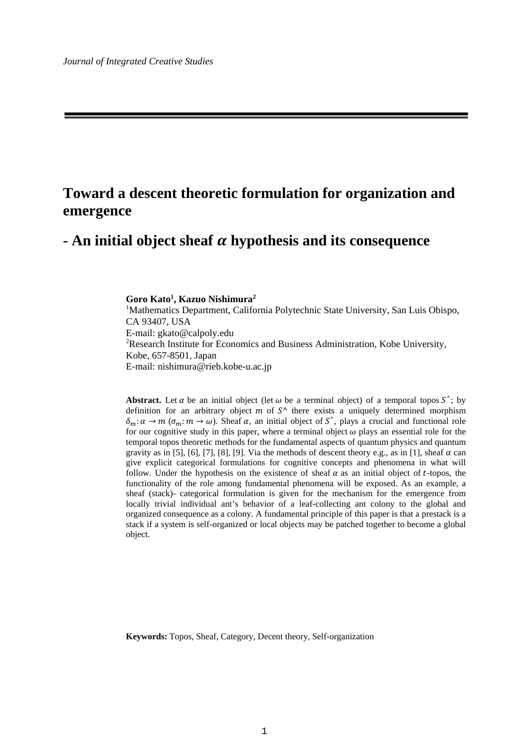*Journal of Integrated Creative Studies*

# Toward a descent theoretic formulation for organization and emergence

## - An initial object sheaf $\alpha$ hypothesis and its consequence

**Goro Kato[1], Kazuo Nishimura[2]**

[1]Mathematics Department, California Polytechnic State University, San Luis Obispo, CA 93407, USA
E-mail: gkato@calpoly.edu
[2]Research Institute for Economics and Business Administration, Kobe University, Kobe, 657-8501, Japan
E-mail: nishimura@rieb.kobe-u.ac.jp

**Abstract.** Let $\alpha$ be an initial object (let $\omega$ be a terminal object) of a temporal topos $S^\wedge$; by definition for an arbitrary object $m$ of $S^\wedge$ there exists a uniquely determined morphism $\delta_m: \alpha \to m$ ($\sigma_m: m \to \omega$). Sheaf $\alpha$, an initial object of $S^\wedge$, plays a crucial and functional role for our cognitive study in this paper, where a terminal object $\omega$ plays an essential role for the temporal topos theoretic methods for the fundamental aspects of quantum physics and quantum gravity as in [5], [6], [7], [8], [9]. Via the methods of descent theory e.g., as in [1], sheaf $\alpha$ can give explicit categorical formulations for cognitive concepts and phenomena in what will follow. Under the hypothesis on the existence of sheaf $\alpha$ as an initial object of $t$-topos, the functionality of the role among fundamental phenomena will be exposed. As an example, a sheaf (stack)- categorical formulation is given for the mechanism for the emergence from locally trivial individual ant's behavior of a leaf-collecting ant colony to the global and organized consequence as a colony. A fundamental principle of this paper is that a prestack is a stack if a system is self-organized or local objects may be patched together to become a global object.

**Keywords:** Topos, Sheaf, Category, Decent theory, Self-organization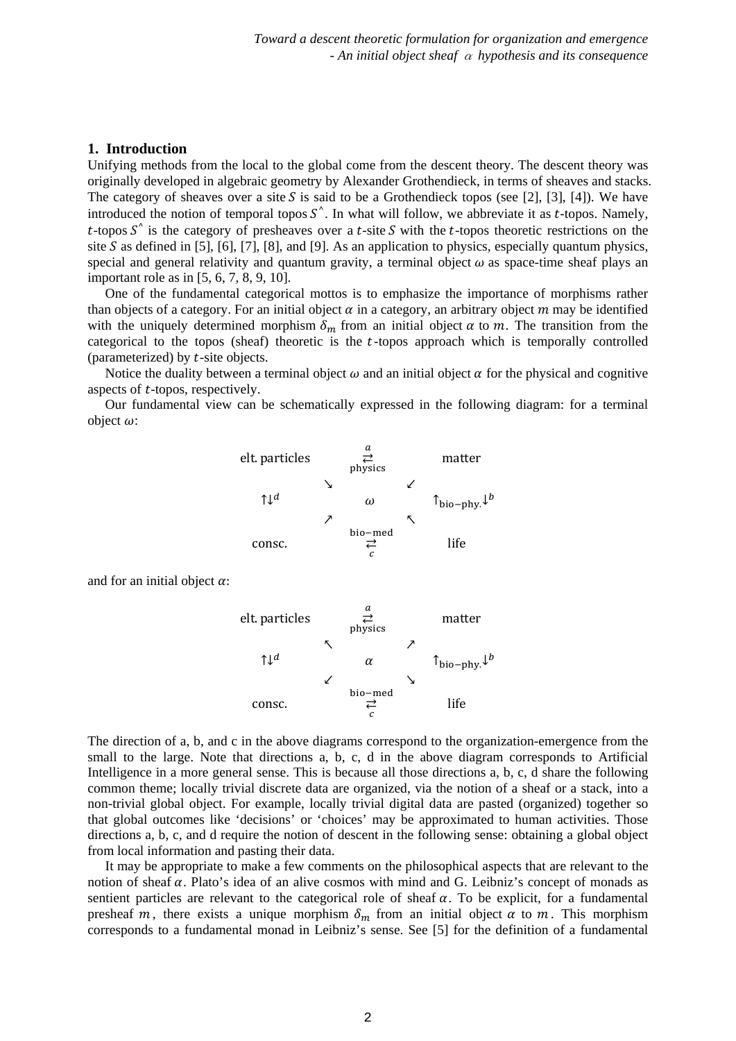## 1. Introduction

Unifying methods from the local to the global come from the descent theory. The descent theory was originally developed in algebraic geometry by Alexander Grothendieck, in terms of sheaves and stacks. The category of sheaves over a site $S$ is said to be a Grothendieck topos (see [2], [3], [4]). We have introduced the notion of temporal topos $S^{\wedge}$. In what will follow, we abbreviate it as $t$-topos. Namely, $t$-topos $S^{\wedge}$ is the category of presheaves over a $t$-site $S$ with the $t$-topos theoretic restrictions on the site $S$ as defined in [5], [6], [7], [8], and [9]. As an application to physics, especially quantum physics, special and general relativity and quantum gravity, a terminal object $\omega$ as space-time sheaf plays an important role as in [5, 6, 7, 8, 9, 10].

One of the fundamental categorical mottos is to emphasize the importance of morphisms rather than objects of a category. For an initial object $\alpha$ in a category, an arbitrary object $m$ may be identified with the uniquely determined morphism $\delta_m$ from an initial object $\alpha$ to $m$. The transition from the categorical to the topos (sheaf) theoretic is the $t$-topos approach which is temporally controlled (parameterized) by $t$-site objects.

Notice the duality between a terminal object $\omega$ and an initial object $\alpha$ for the physical and cognitive aspects of $t$-topos, respectively.

Our fundamental view can be schematically expressed in the following diagram: for a terminal object $\omega$:

$$
\begin{array}{ccccc}
\text{elt. particles} & & \underset{\text{physics}}{\overset{a}{\rightleftarrows}} & & \text{matter} \\
 & \searrow & & \swarrow & \\
\uparrow\downarrow^{d} & & \omega & & \uparrow_{\text{bio-phy.}}\downarrow^{b} \\
 & \nearrow & & \nwarrow & \\
\text{consc.} & & \underset{c}{\overset{\text{bio-med}}{\rightleftarrows}} & & \text{life}
\end{array}
$$

and for an initial object $\alpha$:

$$
\begin{array}{ccccc}
\text{elt. particles} & & \underset{\text{physics}}{\overset{a}{\rightleftarrows}} & & \text{matter} \\
 & \nwarrow & & \nearrow & \\
\uparrow\downarrow^{d} & & \alpha & & \uparrow_{\text{bio-phy.}}\downarrow^{b} \\
 & \swarrow & & \searrow & \\
\text{consc.} & & \underset{c}{\overset{\text{bio-med}}{\rightleftarrows}} & & \text{life}
\end{array}
$$

The direction of a, b, and c in the above diagrams correspond to the organization-emergence from the small to the large. Note that directions a, b, c, d in the above diagram corresponds to Artificial Intelligence in a more general sense. This is because all those directions a, b, c, d share the following common theme; locally trivial discrete data are organized, via the notion of a sheaf or a stack, into a non-trivial global object. For example, locally trivial digital data are pasted (organized) together so that global outcomes like 'decisions' or 'choices' may be approximated to human activities. Those directions a, b, c, and d require the notion of descent in the following sense: obtaining a global object from local information and pasting their data.

It may be appropriate to make a few comments on the philosophical aspects that are relevant to the notion of sheaf $\alpha$. Plato's idea of an alive cosmos with mind and G. Leibniz's concept of monads as sentient particles are relevant to the categorical role of sheaf $\alpha$. To be explicit, for a fundamental presheaf $m$, there exists a unique morphism $\delta_m$ from an initial object $\alpha$ to $m$. This morphism corresponds to a fundamental monad in Leibniz's sense. See [5] for the definition of a fundamental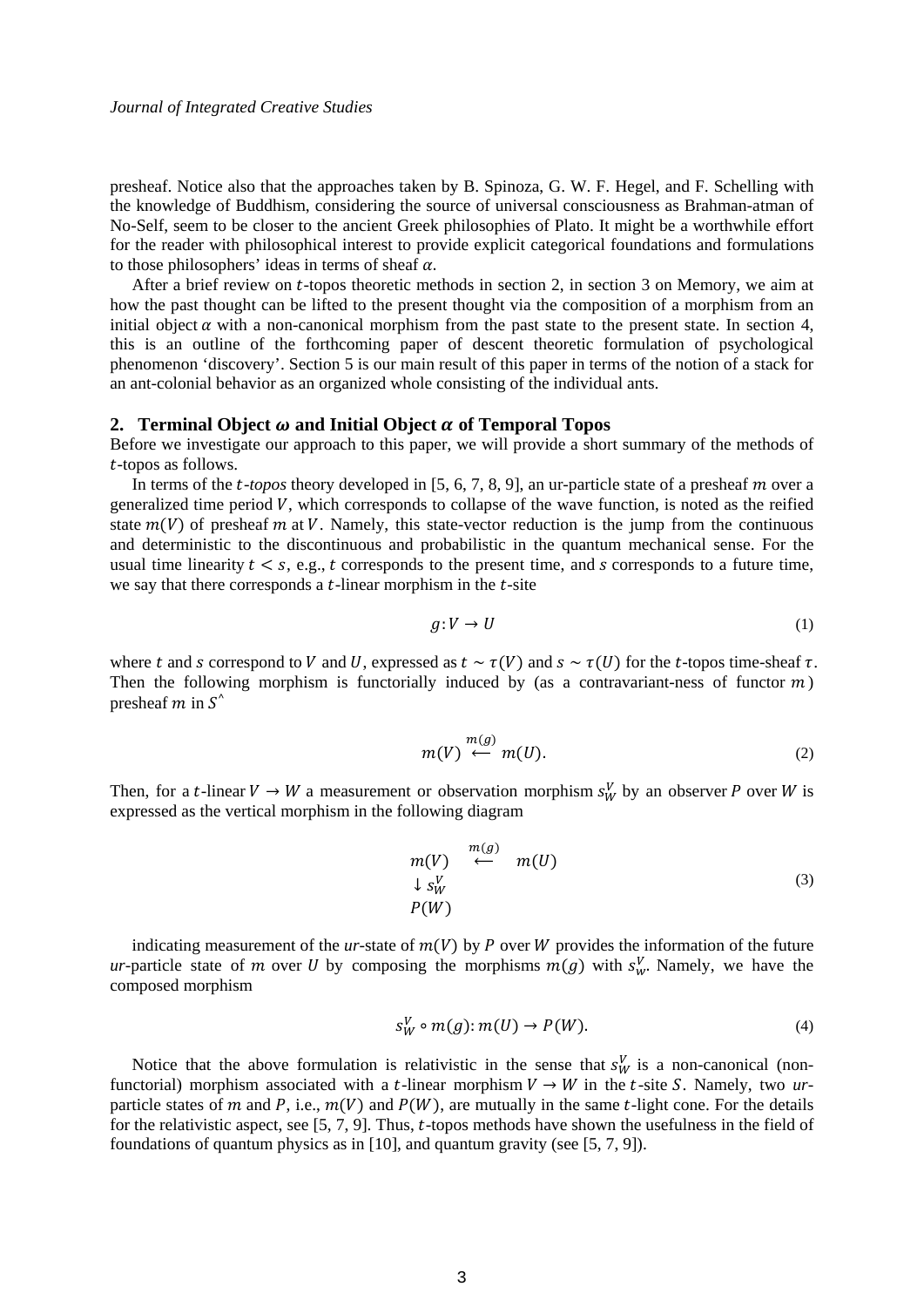presheaf. Notice also that the approaches taken by B. Spinoza, G. W. F. Hegel, and F. Schelling with the knowledge of Buddhism, considering the source of universal consciousness as Brahman-atman of No-Self, seem to be closer to the ancient Greek philosophies of Plato. It might be a worthwhile effort for the reader with philosophical interest to provide explicit categorical foundations and formulations to those philosophers' ideas in terms of sheaf $\alpha$.

After a brief review on $t$-topos theoretic methods in section 2, in section 3 on Memory, we aim at how the past thought can be lifted to the present thought via the composition of a morphism from an initial object $\alpha$ with a non-canonical morphism from the past state to the present state. In section 4, this is an outline of the forthcoming paper of descent theoretic formulation of psychological phenomenon 'discovery'. Section 5 is our main result of this paper in terms of the notion of a stack for an ant-colonial behavior as an organized whole consisting of the individual ants.

## 2. Terminal Object $\omega$ and Initial Object $\alpha$ of Temporal Topos

Before we investigate our approach to this paper, we will provide a short summary of the methods of $t$-topos as follows.

In terms of the $t$-*topos* theory developed in [5, 6, 7, 8, 9], an ur-particle state of a presheaf $m$ over a generalized time period $V$, which corresponds to collapse of the wave function, is noted as the reified state $m(V)$ of presheaf $m$ at $V$. Namely, this state-vector reduction is the jump from the continuous and deterministic to the discontinuous and probabilistic in the quantum mechanical sense. For the usual time linearity $t < s$, e.g., $t$ corresponds to the present time, and $s$ corresponds to a future time, we say that there corresponds a $t$-linear morphism in the $t$-site

$$g : V \to U \tag{1}$$

where $t$ and $s$ correspond to $V$ and $U$, expressed as $t \sim \tau(V)$ and $s \sim \tau(U)$ for the $t$-topos time-sheaf $\tau$. Then the following morphism is functorially induced by (as a contravariant-ness of functor $m$) presheaf $m$ in $S^{\wedge}$

$$m(V) \overset{m(g)}{\longleftarrow} m(U). \tag{2}$$

Then, for a $t$-linear $V \to W$ a measurement or observation morphism $s_W^V$ by an observer $P$ over $W$ is expressed as the vertical morphism in the following diagram

$$\begin{array}{lcl} m(V) & \overset{m(g)}{\longleftarrow} & m(U) \\ \downarrow s_W^V & & \\ P(W) & & \end{array} \tag{3}$$

indicating measurement of the *ur*-state of $m(V)$ by $P$ over $W$ provides the information of the future *ur*-particle state of $m$ over $U$ by composing the morphisms $m(g)$ with $s_w^V$. Namely, we have the composed morphism

$$s_W^V \circ m(g) : m(U) \to P(W). \tag{4}$$

Notice that the above formulation is relativistic in the sense that $s_W^V$ is a non-canonical (non-functorial) morphism associated with a $t$-linear morphism $V \to W$ in the $t$-site $S$. Namely, two *ur*-particle states of $m$ and $P$, i.e., $m(V)$ and $P(W)$, are mutually in the same $t$-light cone. For the details for the relativistic aspect, see [5, 7, 9]. Thus, $t$-topos methods have shown the usefulness in the field of foundations of quantum physics as in [10], and quantum gravity (see [5, 7, 9]).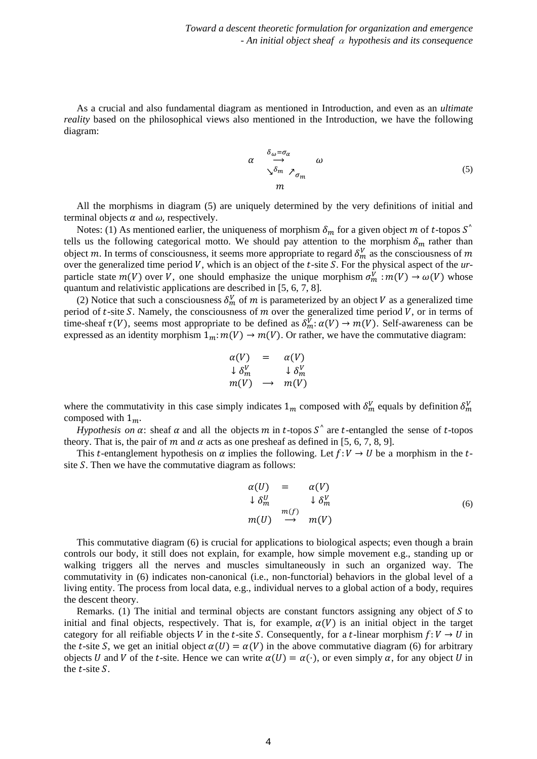As a crucial and also fundamental diagram as mentioned in Introduction, and even as an *ultimate reality* based on the philosophical views also mentioned in the Introduction, we have the following diagram:

$$
\begin{array}{ccc}
\alpha & \overset{\delta_\omega = \sigma_\alpha}{\longrightarrow} & \omega \\
& \searrow^{\delta_m} \ \nearrow_{\sigma_m} & \\
& m &
\end{array}
\tag{5}
$$

All the morphisms in diagram (5) are uniquely determined by the very definitions of initial and terminal objects $\alpha$ and $\omega$, respectively.

Notes: (1) As mentioned earlier, the uniqueness of morphism $\delta_m$ for a given object $m$ of $t$-topos $S^\wedge$ tells us the following categorical motto. We should pay attention to the morphism $\delta_m$ rather than object $m$. In terms of consciousness, it seems more appropriate to regard $\delta_m^V$ as the consciousness of $m$ over the generalized time period $V$, which is an object of the $t$-site $S$. For the physical aspect of the *ur*-particle state $m(V)$ over $V$, one should emphasize the unique morphism $\sigma_m^V : m(V) \to \omega(V)$ whose quantum and relativistic applications are described in [5, 6, 7, 8].

(2) Notice that such a consciousness $\delta_m^V$ of $m$ is parameterized by an object $V$ as a generalized time period of $t$-site $S$. Namely, the consciousness of $m$ over the generalized time period $V$, or in terms of time-sheaf $\tau(V)$, seems most appropriate to be defined as $\delta_m^V : \alpha(V) \to m(V)$. Self-awareness can be expressed as an identity morphism $1_m : m(V) \to m(V)$. Or rather, we have the commutative diagram:

$$
\begin{array}{ccc}
\alpha(V) & = & \alpha(V) \\
\downarrow \delta_m^V & & \downarrow \delta_m^V \\
m(V) & \longrightarrow & m(V)
\end{array}
$$

where the commutativity in this case simply indicates $1_m$ composed with $\delta_m^V$ equals by definition $\delta_m^V$ composed with $1_m$.

*Hypothesis on* $\alpha$: sheaf $\alpha$ and all the objects $m$ in $t$-topos $S^\wedge$ are $t$-entangled the sense of $t$-topos theory. That is, the pair of $m$ and $\alpha$ acts as one presheaf as defined in [5, 6, 7, 8, 9].

This $t$-entanglement hypothesis on $\alpha$ implies the following. Let $f : V \to U$ be a morphism in the $t$-site $S$. Then we have the commutative diagram as follows:

$$
\begin{array}{ccc}
\alpha(U) & = & \alpha(V) \\
\downarrow \delta_m^U & & \downarrow \delta_m^V \\
m(U) & \overset{m(f)}{\longrightarrow} & m(V)
\end{array}
\tag{6}
$$

This commutative diagram (6) is crucial for applications to biological aspects; even though a brain controls our body, it still does not explain, for example, how simple movement e.g., standing up or walking triggers all the nerves and muscles simultaneously in such an organized way. The commutativity in (6) indicates non-canonical (i.e., non-functorial) behaviors in the global level of a living entity. The process from local data, e.g., individual nerves to a global action of a body, requires the descent theory.

Remarks. (1) The initial and terminal objects are constant functors assigning any object of $S$ to initial and final objects, respectively. That is, for example, $\alpha(V)$ is an initial object in the target category for all reifiable objects $V$ in the $t$-site $S$. Consequently, for a $t$-linear morphism $f : V \to U$ in the $t$-site $S$, we get an initial object $\alpha(U) = \alpha(V)$ in the above commutative diagram (6) for arbitrary objects $U$ and $V$ of the $t$-site. Hence we can write $\alpha(U) = \alpha(\cdot)$, or even simply $\alpha$, for any object $U$ in the $t$-site $S$.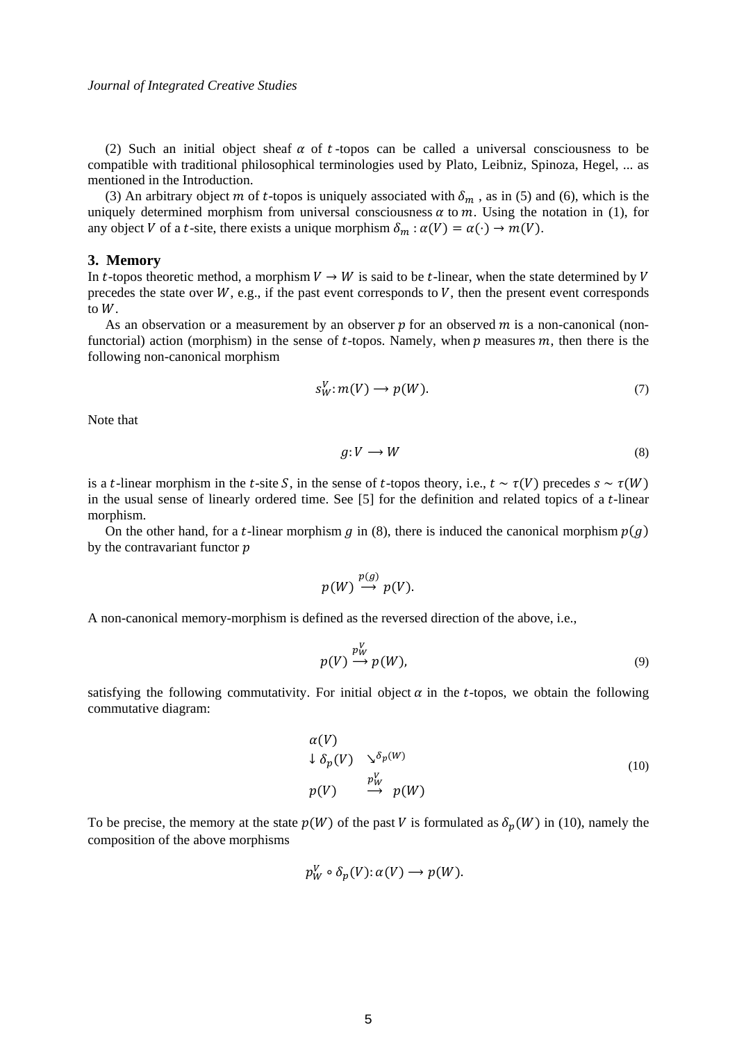(2) Such an initial object sheaf $\alpha$ of $t$-topos can be called a universal consciousness to be compatible with traditional philosophical terminologies used by Plato, Leibniz, Spinoza, Hegel, ... as mentioned in the Introduction.

(3) An arbitrary object $m$ of $t$-topos is uniquely associated with $\delta_m$ , as in (5) and (6), which is the uniquely determined morphism from universal consciousness $\alpha$ to $m$. Using the notation in (1), for any object $V$ of a $t$-site, there exists a unique morphism $\delta_m : \alpha(V) = \alpha(\cdot) \rightarrow m(V)$.

## 3. Memory

In $t$-topos theoretic method, a morphism $V \rightarrow W$ is said to be $t$-linear, when the state determined by $V$ precedes the state over $W$, e.g., if the past event corresponds to $V$, then the present event corresponds to $W$.

As an observation or a measurement by an observer $p$ for an observed $m$ is a non-canonical (non-functorial) action (morphism) in the sense of $t$-topos. Namely, when $p$ measures $m$, then there is the following non-canonical morphism

$$s_W^V : m(V) \longrightarrow p(W). \tag{7}$$

Note that

$$g : V \longrightarrow W \tag{8}$$

is a $t$-linear morphism in the $t$-site $S$, in the sense of $t$-topos theory, i.e., $t \sim \tau(V)$ precedes $s \sim \tau(W)$ in the usual sense of linearly ordered time. See [5] for the definition and related topics of a $t$-linear morphism.

On the other hand, for a $t$-linear morphism $g$ in (8), there is induced the canonical morphism $p(g)$ by the contravariant functor $p$

$$p(W) \overset{p(g)}{\longrightarrow} p(V).$$

A non-canonical memory-morphism is defined as the reversed direction of the above, i.e.,

$$p(V) \overset{p_W^V}{\longrightarrow} p(W), \tag{9}$$

satisfying the following commutativity. For initial object $\alpha$ in the $t$-topos, we obtain the following commutative diagram:

$$\begin{array}{lll} \alpha(V) & & \\ \downarrow \delta_p(V) & \searrow^{\delta_p(W)} & \\ p(V) & \overset{p_W^V}{\longrightarrow} & p(W) \end{array} \tag{10}$$

To be precise, the memory at the state $p(W)$ of the past $V$ is formulated as $\delta_p(W)$ in (10), namely the composition of the above morphisms

$$p_W^V \circ \delta_p(V) : \alpha(V) \longrightarrow p(W).$$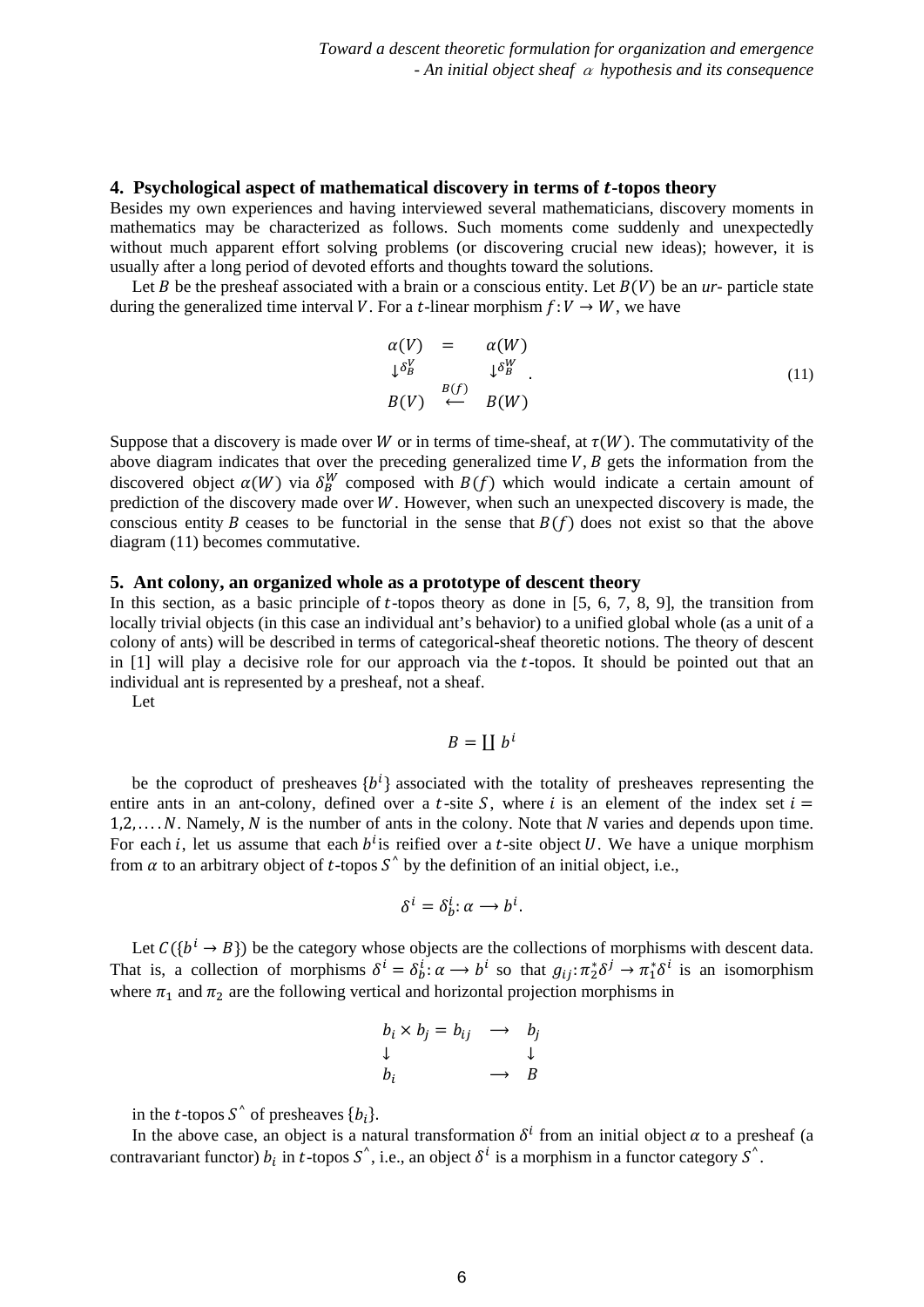## 4. Psychological aspect of mathematical discovery in terms of $t$-topos theory

Besides my own experiences and having interviewed several mathematicians, discovery moments in mathematics may be characterized as follows. Such moments come suddenly and unexpectedly without much apparent effort solving problems (or discovering crucial new ideas); however, it is usually after a long period of devoted efforts and thoughts toward the solutions.

Let $B$ be the presheaf associated with a brain or a conscious entity. Let $B(V)$ be an *ur*- particle state during the generalized time interval $V$. For a $t$-linear morphism $f: V \to W$, we have

$$
\begin{array}{ccc}
\alpha(V) & = & \alpha(W) \\
\downarrow^{\delta_B^V} & & \downarrow^{\delta_B^W} \\
B(V) & \overset{B(f)}{\longleftarrow} & B(W)
\end{array} . \tag{11}
$$

Suppose that a discovery is made over $W$ or in terms of time-sheaf, at $\tau(W)$. The commutativity of the above diagram indicates that over the preceding generalized time $V$, $B$ gets the information from the discovered object $\alpha(W)$ via $\delta_B^W$ composed with $B(f)$ which would indicate a certain amount of prediction of the discovery made over $W$. However, when such an unexpected discovery is made, the conscious entity $B$ ceases to be functorial in the sense that $B(f)$ does not exist so that the above diagram (11) becomes commutative.

## 5. Ant colony, an organized whole as a prototype of descent theory

In this section, as a basic principle of $t$-topos theory as done in [5, 6, 7, 8, 9], the transition from locally trivial objects (in this case an individual ant's behavior) to a unified global whole (as a unit of a colony of ants) will be described in terms of categorical-sheaf theoretic notions. The theory of descent in [1] will play a decisive role for our approach via the $t$-topos. It should be pointed out that an individual ant is represented by a presheaf, not a sheaf.

Let

$$B = \coprod b^i$$

be the coproduct of presheaves $\{b^i\}$ associated with the totality of presheaves representing the entire ants in an ant-colony, defined over a $t$-site $S$, where $i$ is an element of the index set $i = 1,2,\ldots.N$. Namely, $N$ is the number of ants in the colony. Note that $N$ varies and depends upon time. For each $i$, let us assume that each $b^i$ is reified over a $t$-site object $U$. We have a unique morphism from $\alpha$ to an arbitrary object of $t$-topos $S^{\wedge}$ by the definition of an initial object, i.e.,

$$\delta^i = \delta_b^i : \alpha \longrightarrow b^i.$$

Let $C(\{b^i \to B\})$ be the category whose objects are the collections of morphisms with descent data. That is, a collection of morphisms $\delta^i = \delta_b^i : \alpha \longrightarrow b^i$ so that $g_{ij} : \pi_2^* \delta^j \to \pi_1^* \delta^i$ is an isomorphism where $\pi_1$ and $\pi_2$ are the following vertical and horizontal projection morphisms in

$$
\begin{array}{ccc}
b_i \times b_j = b_{ij} & \longrightarrow & b_j \\
\downarrow & & \downarrow \\
b_i & \longrightarrow & B
\end{array}
$$

in the $t$-topos $S^{\wedge}$ of presheaves $\{b_i\}$.

In the above case, an object is a natural transformation $\delta^i$ from an initial object $\alpha$ to a presheaf (a contravariant functor) $b_i$ in $t$-topos $S^{\wedge}$, i.e., an object $\delta^i$ is a morphism in a functor category $S^{\wedge}$.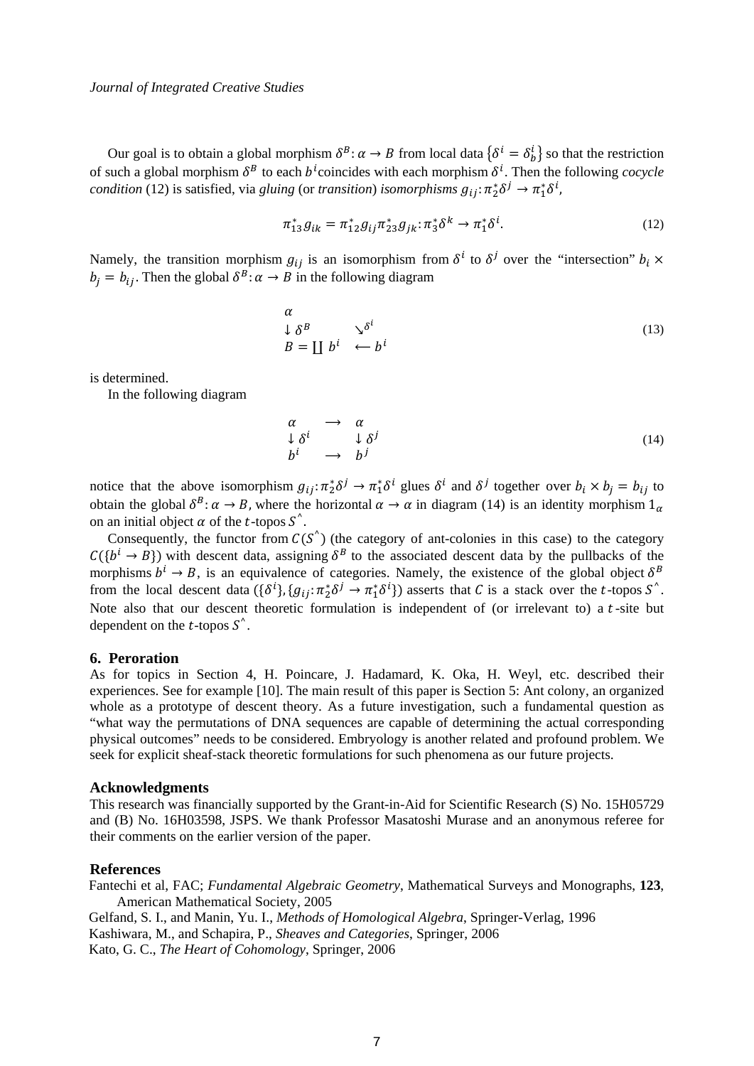Our goal is to obtain a global morphism $\delta^B: \alpha \to B$ from local data $\{\delta^i = \delta^i_b\}$ so that the restriction of such a global morphism $\delta^B$ to each $b^i$ coincides with each morphism $\delta^i$. Then the following *cocycle condition* (12) is satisfied, via *gluing* (or *transition*) *isomorphisms* $g_{ij}: \pi_2^* \delta^j \to \pi_1^* \delta^i$,

$$\pi_{13}^* g_{ik} = \pi_{12}^* g_{ij} \pi_{23}^* g_{jk}: \pi_3^* \delta^k \to \pi_1^* \delta^i. \tag{12}$$

Namely, the transition morphism $g_{ij}$ is an isomorphism from $\delta^i$ to $\delta^j$ over the "intersection" $b_i \times b_j = b_{ij}$. Then the global $\delta^B: \alpha \to B$ in the following diagram

$$\begin{array}{lll} \alpha & & \\ \downarrow \delta^B & \searrow^{\delta^i} & \\ B = \coprod b^i & \longleftarrow b^i & \end{array} \tag{13}$$

is determined.

In the following diagram

$$\begin{array}{lll} \alpha & \longrightarrow & \alpha \\ \downarrow \delta^i & & \downarrow \delta^j \\ b^i & \longrightarrow & b^j \end{array} \tag{14}$$

notice that the above isomorphism $g_{ij}: \pi_2^* \delta^j \to \pi_1^* \delta^i$ glues $\delta^i$ and $\delta^j$ together over $b_i \times b_j = b_{ij}$ to obtain the global $\delta^B: \alpha \to B$, where the horizontal $\alpha \to \alpha$ in diagram (14) is an identity morphism $1_\alpha$ on an initial object $\alpha$ of the $t$-topos $S^\wedge$.

Consequently, the functor from $C(S^\wedge)$ (the category of ant-colonies in this case) to the category $C(\{b^i \to B\})$ with descent data, assigning $\delta^B$ to the associated descent data by the pullbacks of the morphisms $b^i \to B$, is an equivalence of categories. Namely, the existence of the global object $\delta^B$ from the local descent data ($\{\delta^i\}, \{g_{ij}: \pi_2^* \delta^j \to \pi_1^* \delta^i\}$) asserts that $C$ is a stack over the $t$-topos $S^\wedge$. Note also that our descent theoretic formulation is independent of (or irrelevant to) a $t$-site but dependent on the $t$-topos $S^\wedge$.

## 6. Peroration

As for topics in Section 4, H. Poincare, J. Hadamard, K. Oka, H. Weyl, etc. described their experiences. See for example [10]. The main result of this paper is Section 5: Ant colony, an organized whole as a prototype of descent theory. As a future investigation, such a fundamental question as "what way the permutations of DNA sequences are capable of determining the actual corresponding physical outcomes" needs to be considered. Embryology is another related and profound problem. We seek for explicit sheaf-stack theoretic formulations for such phenomena as our future projects.

## Acknowledgments

This research was financially supported by the Grant-in-Aid for Scientific Research (S) No. 15H05729 and (B) No. 16H03598, JSPS. We thank Professor Masatoshi Murase and an anonymous referee for their comments on the earlier version of the paper.

## References

Fantechi et al, FAC; *Fundamental Algebraic Geometry*, Mathematical Surveys and Monographs, **123**, American Mathematical Society, 2005

Gelfand, S. I., and Manin, Yu. I., *Methods of Homological Algebra*, Springer-Verlag, 1996

Kashiwara, M., and Schapira, P., *Sheaves and Categories*, Springer, 2006

Kato, G. C., *The Heart of Cohomology*, Springer, 2006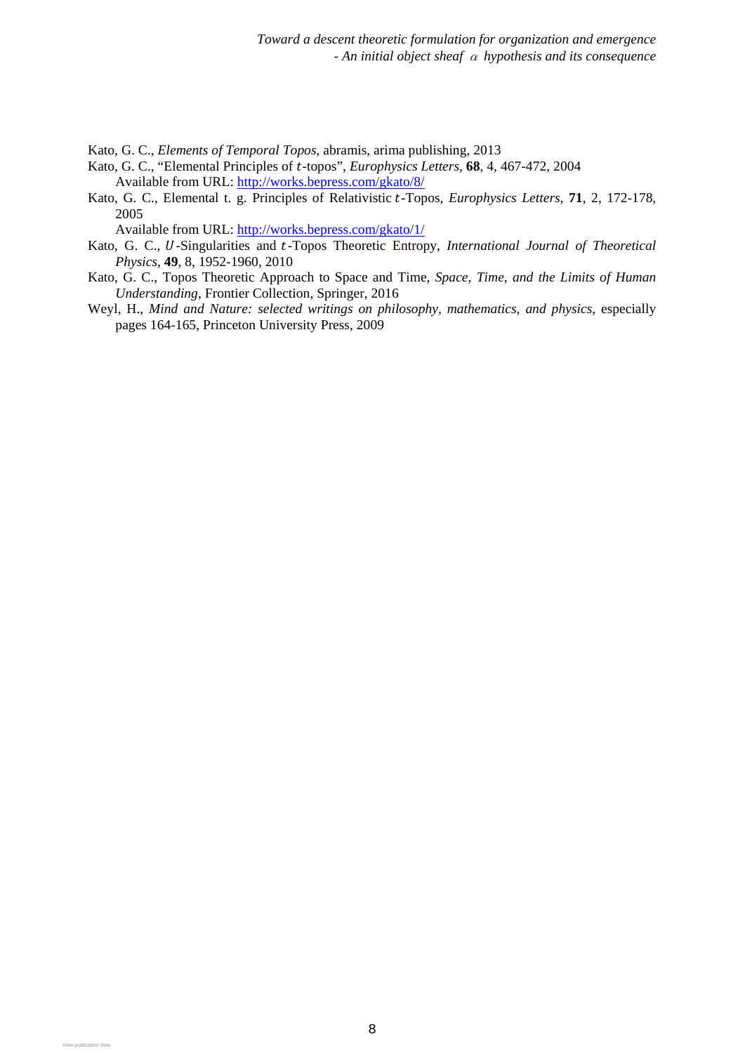Kato, G. C., *Elements of Temporal Topos*, abramis, arima publishing, 2013

Kato, G. C., "Elemental Principles of $t$-topos", *Europhysics Letters*, **68**, 4, 467-472, 2004
Available from URL: http://works.bepress.com/gkato/8/

Kato, G. C., Elemental t. g. Principles of Relativistic $t$-Topos, *Europhysics Letters*, **71**, 2, 172-178, 2005
Available from URL: http://works.bepress.com/gkato/1/

Kato, G. C., $U$-Singularities and $t$-Topos Theoretic Entropy, *International Journal of Theoretical Physics*, **49**, 8, 1952-1960, 2010

Kato, G. C., Topos Theoretic Approach to Space and Time, *Space, Time, and the Limits of Human Understanding*, Frontier Collection, Springer, 2016

Weyl, H., *Mind and Nature: selected writings on philosophy, mathematics, and physics*, especially pages 164-165, Princeton University Press, 2009